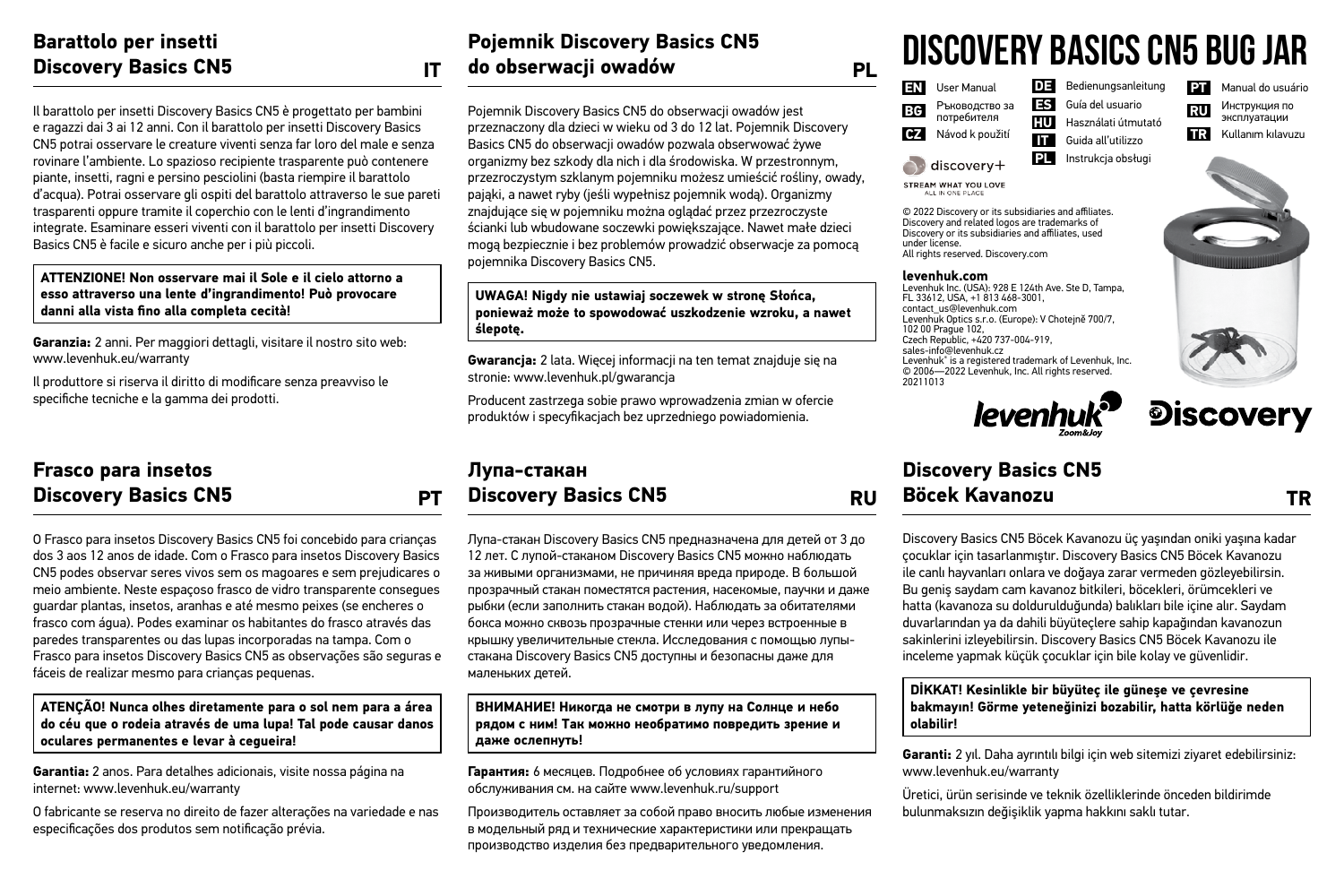# Discovery Basics CN5 Bug Jar

**EN** User Manual
**BG** Ръководство за потребителя
**CZ** Návod k použití
**DE** Bedienungsanleitung
**ES** Guía del usuario
**HU** Használati útmutató
**IT** Guida all'utilizzo
**PL** Instrukcja obsługi
**PT** Manual do usuário
**RU** Инструкция по эксплуатации
**TR** Kullanım kılavuzu

discovery+
STREAM WHAT YOU LOVE
ALL IN ONE PLACE

© 2022 Discovery or its subsidiaries and affiliates. Discovery and related logos are trademarks of Discovery or its subsidiaries and affiliates, used under license.
All rights reserved. Discovery.com

**levenhuk.com**
Levenhuk Inc. (USA): 928 E 124th Ave. Ste D, Tampa, FL 33612, USA, +1 813 468-3001, contact_us@levenhuk.com
Levenhuk Optics s.r.o. (Europe): V Chotejně 700/7, 102 00 Prague 102, Czech Republic, +420 737-004-919, sales-info@levenhuk.cz
Levenhuk® is a registered trademark of Levenhuk, Inc.
© 2006—2022 Levenhuk, Inc. All rights reserved.
20211013

levenhuk Zoom&Joy
Discovery

## Barattolo per insetti Discovery Basics CN5 — IT

Il barattolo per insetti Discovery Basics CN5 è progettato per bambini e ragazzi dai 3 ai 12 anni. Con il barattolo per insetti Discovery Basics CN5 potrai osservare le creature viventi senza far loro del male e senza rovinare l'ambiente. Lo spazioso recipiente trasparente può contenere piante, insetti, ragni e persino pesciolini (basta riempire il barattolo d'acqua). Potrai osservare gli ospiti del barattolo attraverso le sue pareti trasparenti oppure tramite il coperchio con le lenti d'ingrandimento integrate. Esaminare esseri viventi con il barattolo per insetti Discovery Basics CN5 è facile e sicuro anche per i più piccoli.

**ATTENZIONE! Non osservare mai il Sole e il cielo attorno a esso attraverso una lente d'ingrandimento! Può provocare danni alla vista fino alla completa cecità!**

**Garanzia:** 2 anni. Per maggiori dettagli, visitare il nostro sito web: www.levenhuk.eu/warranty

Il produttore si riserva il diritto di modificare senza preavviso le specifiche tecniche e la gamma dei prodotti.

## Pojemnik Discovery Basics CN5 do obserwacji owadów — PL

Pojemnik Discovery Basics CN5 do obserwacji owadów jest przeznaczony dla dzieci w wieku od 3 do 12 lat. Pojemnik Discovery Basics CN5 do obserwacji owadów pozwala obserwować żywe organizmy bez szkody dla nich i dla środowiska. W przestronnym, przezroczystym szklanym pojemniku możesz umieścić rośliny, owady, pająki, a nawet ryby (jeśli wypełnisz pojemnik wodą). Organizmy znajdujące się w pojemniku można oglądać przez przezroczyste ścianki lub wbudowane soczewki powiększające. Nawet małe dzieci mogą bezpiecznie i bez problemów prowadzić obserwacje za pomocą pojemnika Discovery Basics CN5.

**UWAGA! Nigdy nie ustawiaj soczewek w stronę Słońca, ponieważ może to spowodować uszkodzenie wzroku, a nawet ślepotę.**

**Gwarancja:** 2 lata. Więcej informacji na ten temat znajduje się na stronie: www.levenhuk.pl/gwarancja

Producent zastrzega sobie prawo wprowadzenia zmian w ofercie produktów i specyfikacjach bez uprzedniego powiadomienia.

## Frasco para insetos Discovery Basics CN5 — PT

O Frasco para insetos Discovery Basics CN5 foi concebido para crianças dos 3 aos 12 anos de idade. Com o Frasco para insetos Discovery Basics CN5 podes observar seres vivos sem os magoares e sem prejudicares o meio ambiente. Neste espaçoso frasco de vidro transparente consegues guardar plantas, insetos, aranhas e até mesmo peixes (se encheres o frasco com água). Podes examinar os habitantes do frasco através das paredes transparentes ou das lupas incorporadas na tampa. Com o Frasco para insetos Discovery Basics CN5 as observações são seguras e fáceis de realizar mesmo para crianças pequenas.

**ATENÇÃO! Nunca olhes diretamente para o sol nem para a área do céu que o rodeia através de uma lupa! Tal pode causar danos oculares permanentes e levar à cegueira!**

**Garantia:** 2 anos. Para detalhes adicionais, visite nossa página na internet: www.levenhuk.eu/warranty

O fabricante se reserva no direito de fazer alterações na variedade e nas especificações dos produtos sem notificação prévia.

## Лупа-стакан Discovery Basics CN5 — RU

Лупа-стакан Discovery Basics CN5 предназначена для детей от 3 до 12 лет. С лупой-стаканом Discovery Basics CN5 можно наблюдать за живыми организмами, не причиняя вреда природе. В большой прозрачный стакан поместятся растения, насекомые, паучки и даже рыбки (если заполнить стакан водой). Наблюдать за обитателями бокса можно сквозь прозрачные стенки или через встроенные в крышку увеличительные стекла. Исследования с помощью лупы-стакана Discovery Basics CN5 доступны и безопасны даже для маленьких детей.

**ВНИМАНИЕ! Никогда не смотри в лупу на Солнце и небо рядом с ним! Так можно необратимо повредить зрение и даже ослепнуть!**

**Гарантия:** 6 месяцев. Подробнее об условиях гарантийного обслуживания см. на сайте www.levenhuk.ru/support

Производитель оставляет за собой право вносить любые изменения в модельный ряд и технические характеристики или прекращать производство изделия без предварительного уведомления.

## Discovery Basics CN5 Böcek Kavanozu — TR

Discovery Basics CN5 Böcek Kavanozu üç yaşından oniki yaşına kadar çocuklar için tasarlanmıştır. Discovery Basics CN5 Böcek Kavanozu ile canlı hayvanları onlara ve doğaya zarar vermeden gözleyebilirsin. Bu geniş saydam cam kavanoz bitkileri, böcekleri, örümcekleri ve hatta (kavanoza su doldurulduğunda) balıkları bile içine alır. Saydam duvarlarından ya da dahili büyüteçlere sahip kapağından kavanozun sakinlerini izleyebilirsin. Discovery Basics CN5 Böcek Kavanozu ile inceleme yapmak küçük çocuklar için bile kolay ve güvenlidir.

**DİKKAT! Kesinlikle bir büyüteç ile güneşe ve çevresine bakmayın! Görme yeteneğinizi bozabilir, hatta körlüğe neden olabilir!**

**Garanti:** 2 yıl. Daha ayrıntılı bilgi için web sitemizi ziyaret edebilirsiniz: www.levenhuk.eu/warranty

Üretici, ürün serisinde ve teknik özelliklerinde önceden bildirimde bulunmaksızın değişiklik yapma hakkını saklı tutar.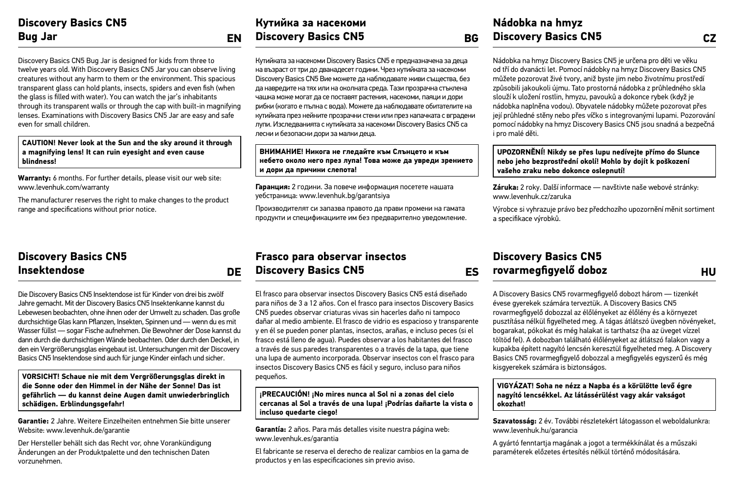## Discovery Basics CN5 Bug Jar

**EN**

Discovery Basics CN5 Bug Jar is designed for kids from three to twelve years old. With Discovery Basics CN5 Jar you can observe living creatures without any harm to them or the environment. This spacious transparent glass can hold plants, insects, spiders and even fish (when the glass is filled with water). You can watch the jar's inhabitants through its transparent walls or through the cap with built-in magnifying lenses. Examinations with Discovery Basics CN5 Jar are easy and safe even for small children.

**CAUTION! Never look at the Sun and the sky around it through a magnifying lens! It can ruin eyesight and even cause blindness!**

**Warranty:** 6 months. For further details, please visit our web site: www.levenhuk.com/warranty

The manufacturer reserves the right to make changes to the product range and specifications without prior notice.

## Кутийка за насекоми Discovery Basics CN5

**BG**

Кутийката за насекоми Discovery Basics CN5 е предназначена за деца на възраст от три до дванадесет години. Чрез кутийката за насекоми Discovery Basics CN5 Вие можете да наблюдавате живи същества, без да навредите на тях или на околната среда. Тази прозрачна стъклена чашка може могат да се поставят растения, насекоми, паяци и дори рибки (когато е пълна с вода). Можете да наблюдавате обитателите на кутийката през нейните прозрачни стени или през капачката с вградени лупи. Изследванията с кутийката за насекоми Discovery Basics CN5 са лесни и безопасни дори за малки деца.

**ВНИМАНИЕ! Никога не гледайте към Слънцето и към небето около него през лупа! Това може да увреди зрението и дори да причини слепота!**

**Гаранция:** 2 години. За повече информация посетете нашата уебстраница: www.levenhuk.bg/garantsiya

Производителят си запазва правото да прави промени на гамата продукти и спецификациите им без предварително уведомление.

## Nádobka na hmyz Discovery Basics CN5

**CZ**

Nádobka na hmyz Discovery Basics CN5 je určena pro děti ve věku od tří do dvanácti let. Pomocí nádobky na hmyz Discovery Basics CN5 můžete pozorovat živé tvory, aniž byste jim nebo životnímu prostředí způsobili jakoukoli újmu. Tato prostorná nádobka z průhledného skla slouží k uložení rostlin, hmyzu, pavouků a dokonce rybek (když je nádobka naplněna vodou). Obyvatele nádobky můžete pozorovat přes její průhledné stěny nebo přes víčko s integrovanými lupami. Pozorování pomocí nádobky na hmyz Discovery Basics CN5 jsou snadná a bezpečná i pro malé děti.

**UPOZORNĚNÍ! Nikdy se přes lupu nedívejte přímo do Slunce nebo jeho bezprostřední okolí! Mohlo by dojít k poškození vašeho zraku nebo dokonce oslepnutí!**

**Záruka:** 2 roky. Další informace — navštivte naše webové stránky: www.levenhuk.cz/zaruka

Výrobce si vyhrazuje právo bez předchozího upozornění měnit sortiment a specifikace výrobků.

## Discovery Basics CN5 Insektendose

**DE**

Die Discovery Basics CN5 Insektendose ist für Kinder von drei bis zwölf Jahre gemacht. Mit der Discovery Basics CN5 Insektenkanne kannst du Lebewesen beobachten, ohne ihnen oder der Umwelt zu schaden. Das große durchsichtige Glas kann Pflanzen, Insekten, Spinnen und — wenn du es mit Wasser füllst — sogar Fische aufnehmen. Die Bewohner der Dose kannst du dann durch die durchsichtigen Wände beobachten. Oder durch den Deckel, in den ein Vergrößerungsglas eingebaut ist. Untersuchungen mit der Discovery Basics CN5 Insektendose sind auch für junge Kinder einfach und sicher.

**VORSICHT! Schaue nie mit dem Vergrößerungsglas direkt in die Sonne oder den Himmel in der Nähe der Sonne! Das ist gefährlich — du kannst deine Augen damit unwiederbringlich schädigen. Erblindungsgefahr!**

**Garantie:** 2 Jahre. Weitere Einzelheiten entnehmen Sie bitte unserer Website: www.levenhuk.de/garantie

Der Hersteller behält sich das Recht vor, ohne Vorankündigung Änderungen an der Produktpalette und den technischen Daten vorzunehmen.

## Frasco para observar insectos Discovery Basics CN5

**ES**

El frasco para observar insectos Discovery Basics CN5 está diseñado para niños de 3 a 12 años. Con el frasco para insectos Discovery Basics CN5 puedes observar criaturas vivas sin hacerles daño ni tampoco dañar al medio ambiente. El frasco de vidrio es espacioso y transparente y en él se pueden poner plantas, insectos, arañas, e incluso peces (si el frasco está lleno de agua). Puedes observar a los habitantes del frasco a través de sus paredes transparentes o a través de la tapa, que tiene una lupa de aumento incorporada. Observar insectos con el frasco para insectos Discovery Basics CN5 es fácil y seguro, incluso para niños pequeños.

**¡PRECAUCIÓN! ¡No mires nunca al Sol ni a zonas del cielo cercanas al Sol a través de una lupa! ¡Podrías dañarte la vista o incluso quedarte ciego!**

**Garantía:** 2 años. Para más detalles visite nuestra página web: www.levenhuk.es/garantia

El fabricante se reserva el derecho de realizar cambios en la gama de productos y en las especificaciones sin previo aviso.

## Discovery Basics CN5 rovarmegfigyelő doboz

**HU**

A Discovery Basics CN5 rovarmegfigyelő dobozt három — tizenkét éves gyerekek számára terveztük. A Discovery Basics CN5 rovarmegfigyelő dobozzal az élőlényeket az élőlény és a környezet pusztítása nélkül figyelheted meg. A tágas átlátszó üvegben növényeket, bogarakat, pókokat és még halakat is tarthatsz (ha az üveget vízzel töltöd fel). A dobozban található élőlényeket az átlátszó falakon vagy a kupakba épített nagyító lencsén keresztül figyelheted meg. A Discovery Basics CN5 rovarmegfigyelő dobozzal a megfigyelés egyszerű és még kisgyerekek számára is biztonságos.

**VIGYÁZAT! Soha ne nézz a Napba és a körülötte levő égre nagyító lencsékkel. Az látássérülést vagy akár vakságot okozhat!**

**Szavatosság:** 2 év. További részletekért látogasson el weboldalunkra: www.levenhuk.hu/garancia

A gyártó fenntartja magának a jogot a termékkínálat és a műszaki paraméterek előzetes értesítés nélkül történő módosítására.